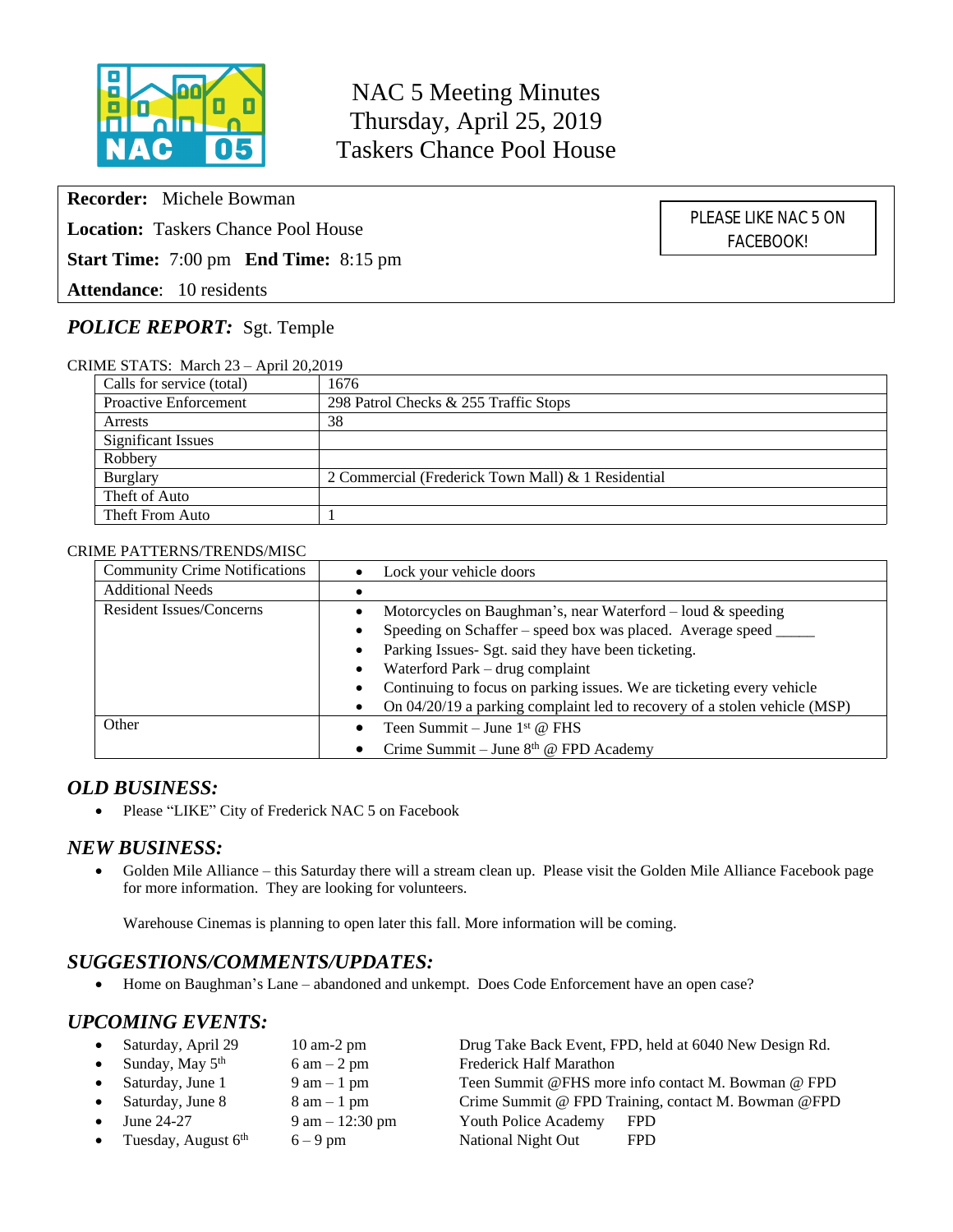# NAC 5 Meeting Minutes
# Thursday, April 25, 2019
# Taskers Chance Pool House

**Recorder:** Michele Bowman

**Location:** Taskers Chance Pool House

**Start Time:** 7:00 pm **End Time:** 8:15 pm

**Attendance**: 10 residents

PLEASE LIKE NAC 5 ON FACEBOOK!

## *POLICE REPORT:* Sgt. Temple

CRIME STATS: March 23 – April 20,2019

| Calls for service (total) | 1676 |
|---|---|
| Proactive Enforcement | 298 Patrol Checks & 255 Traffic Stops |
| Arrests | 38 |
| Significant Issues | |
| Robbery | |
| Burglary | 2 Commercial (Frederick Town Mall) & 1 Residential |
| Theft of Auto | |
| Theft From Auto | 1 |

CRIME PATTERNS/TRENDS/MISC

| Community Crime Notifications | • Lock your vehicle doors |
|---|---|
| Additional Needs | • |
| Resident Issues/Concerns | • Motorcycles on Baughman's, near Waterford – loud & speeding<br>• Speeding on Schaffer – speed box was placed. Average speed _____<br>• Parking Issues- Sgt. said they have been ticketing.<br>• Waterford Park – drug complaint<br>• Continuing to focus on parking issues. We are ticketing every vehicle<br>• On 04/20/19 a parking complaint led to recovery of a stolen vehicle (MSP) |
| Other | • Teen Summit – June 1st @ FHS<br>• Crime Summit – June 8th @ FPD Academy |

## *OLD BUSINESS:*

- Please "LIKE" City of Frederick NAC 5 on Facebook

## *NEW BUSINESS:*

- Golden Mile Alliance – this Saturday there will a stream clean up. Please visit the Golden Mile Alliance Facebook page for more information. They are looking for volunteers.

  Warehouse Cinemas is planning to open later this fall. More information will be coming.

## *SUGGESTIONS/COMMENTS/UPDATES:*

- Home on Baughman's Lane – abandoned and unkempt. Does Code Enforcement have an open case?

## *UPCOMING EVENTS:*

- Saturday, April 29 — 10 am-2 pm — Drug Take Back Event, FPD, held at 6040 New Design Rd.
- Sunday, May 5th — 6 am – 2 pm — Frederick Half Marathon
- Saturday, June 1 — 9 am – 1 pm — Teen Summit @FHS more info contact M. Bowman @ FPD
- Saturday, June 8 — 8 am – 1 pm — Crime Summit @ FPD Training, contact M. Bowman @FPD
- June 24-27 — 9 am – 12:30 pm — Youth Police Academy — FPD
- Tuesday, August 6th — 6 – 9 pm — National Night Out — FPD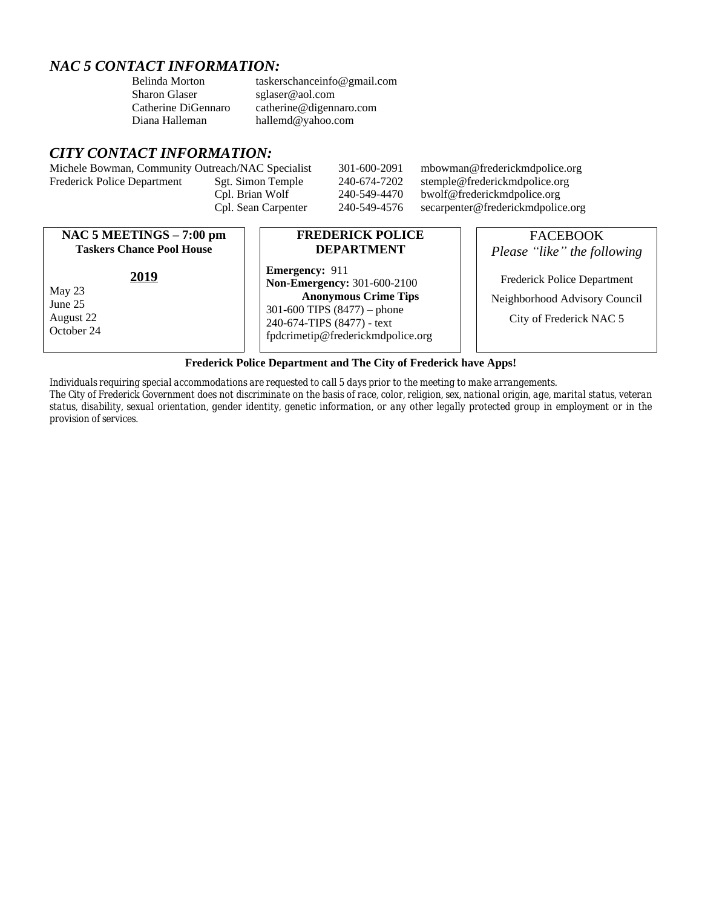## *NAC 5 CONTACT INFORMATION:*

| | |
|---|---|
| Belinda Morton | taskerschanceinfo@gmail.com |
| Sharon Glaser | sglaser@aol.com |
| Catherine DiGennaro | catherine@digennaro.com |
| Diana Halleman | hallemd@yahoo.com |

## *CITY CONTACT INFORMATION:*

| | | | |
|---|---|---|---|
| Michele Bowman, Community Outreach/NAC Specialist | | 301-600-2091 | mbowman@frederickmdpolice.org |
| Frederick Police Department | Sgt. Simon Temple | 240-674-7202 | stemple@frederickmdpolice.org |
| | Cpl. Brian Wolf | 240-549-4470 | bwolf@frederickmdpolice.org |
| | Cpl. Sean Carpenter | 240-549-4576 | secarpenter@frederickmdpolice.org |

**NAC 5 MEETINGS – 7:00 pm**
**Taskers Chance Pool House**

**2019**

May 23
June 25
August 22
October 24

**FREDERICK POLICE DEPARTMENT**

**Emergency:** 911
**Non-Emergency:** 301-600-2100
**Anonymous Crime Tips**
301-600 TIPS (8477) – phone
240-674-TIPS (8477) - text
fpdcrimetip@frederickmdpolice.org

FACEBOOK
*Please "like" the following*

Frederick Police Department
Neighborhood Advisory Council
City of Frederick NAC 5

**Frederick Police Department and The City of Frederick have Apps!**

*Individuals requiring special accommodations are requested to call 5 days prior to the meeting to make arrangements.*
*The City of Frederick Government does not discriminate on the basis of race, color, religion, sex, national origin, age, marital status, veteran status, disability, sexual orientation, gender identity, genetic information, or any other legally protected group in employment or in the provision of services.*